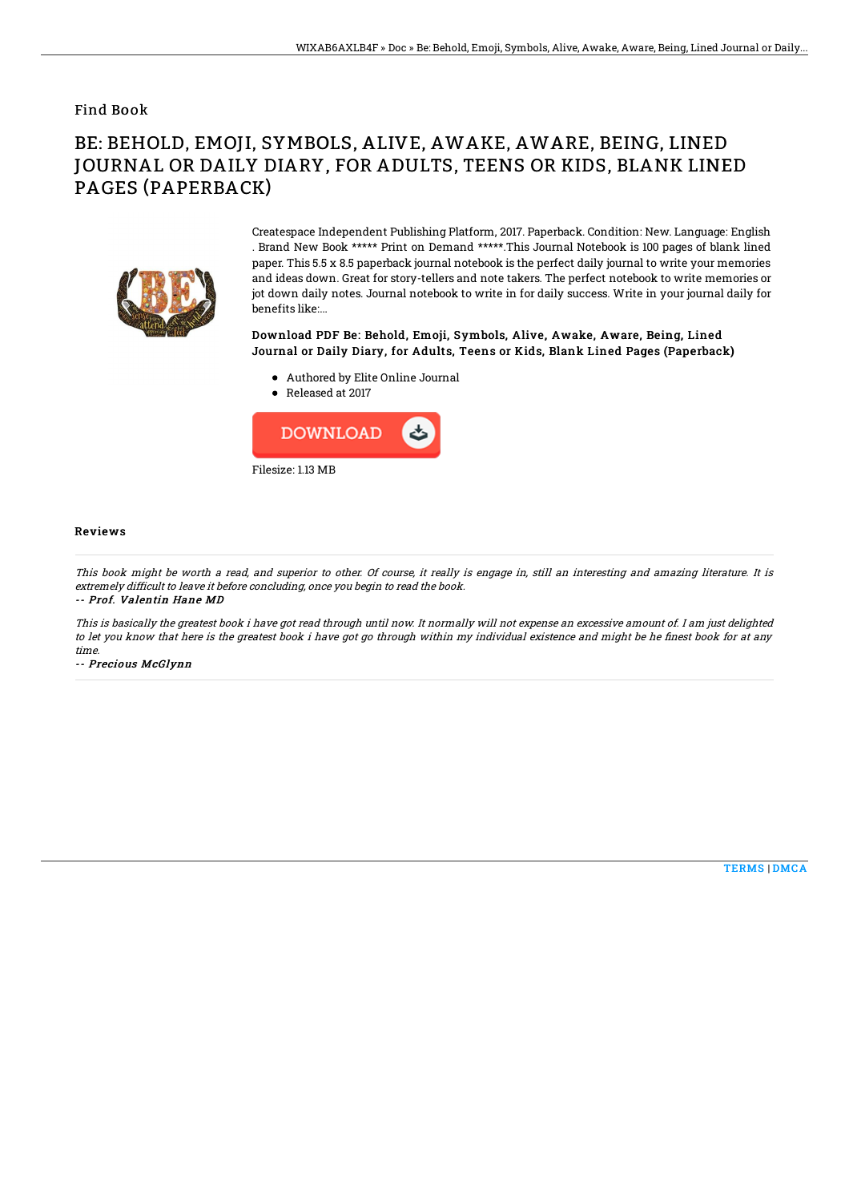Find Book

# BE: BEHOLD, EMOJI, SYMBOLS, ALIVE, AWAKE, AWARE, BEING, LINED JOURNAL OR DAILY DIARY, FOR ADULTS, TEENS OR KIDS, BLANK LINED PAGES (PAPERBACK)

Createspace Independent Publishing Platform, 2017. Paperback. Condition: New. Language: English . Brand New Book ***** Print on Demand *****.This Journal Notebook is 100 pages of blank lined paper. This 5.5 x 8.5 paperback journal notebook is the perfect daily journal to write your memories and ideas down. Great for story-tellers and note takers. The perfect notebook to write memories or jot down daily notes. Journal notebook to write in for daily success. Write in your journal daily for benefits like:...

### Download PDF Be: Behold, Emoji, Symbols, Alive, Awake, Aware, Being, Lined Journal or Daily Diary, for Adults, Teens or Kids, Blank Lined Pages (Paperback)

- Authored by Elite Online Journal
- Released at 2017

DOWNLOAD

Filesize: 1.13 MB

## Reviews

*This book might be worth a read, and superior to other. Of course, it really is engage in, still an interesting and amazing literature. It is extremely difficult to leave it before concluding, once you begin to read the book.*

*-- Prof. Valentin Hane MD*

*This is basically the greatest book i have got read through until now. It normally will not expense an excessive amount of. I am just delighted to let you know that here is the greatest book i have got go through within my individual existence and might be he finest book for at any time.*

*-- Precious McGlynn*

TERMS | DMCA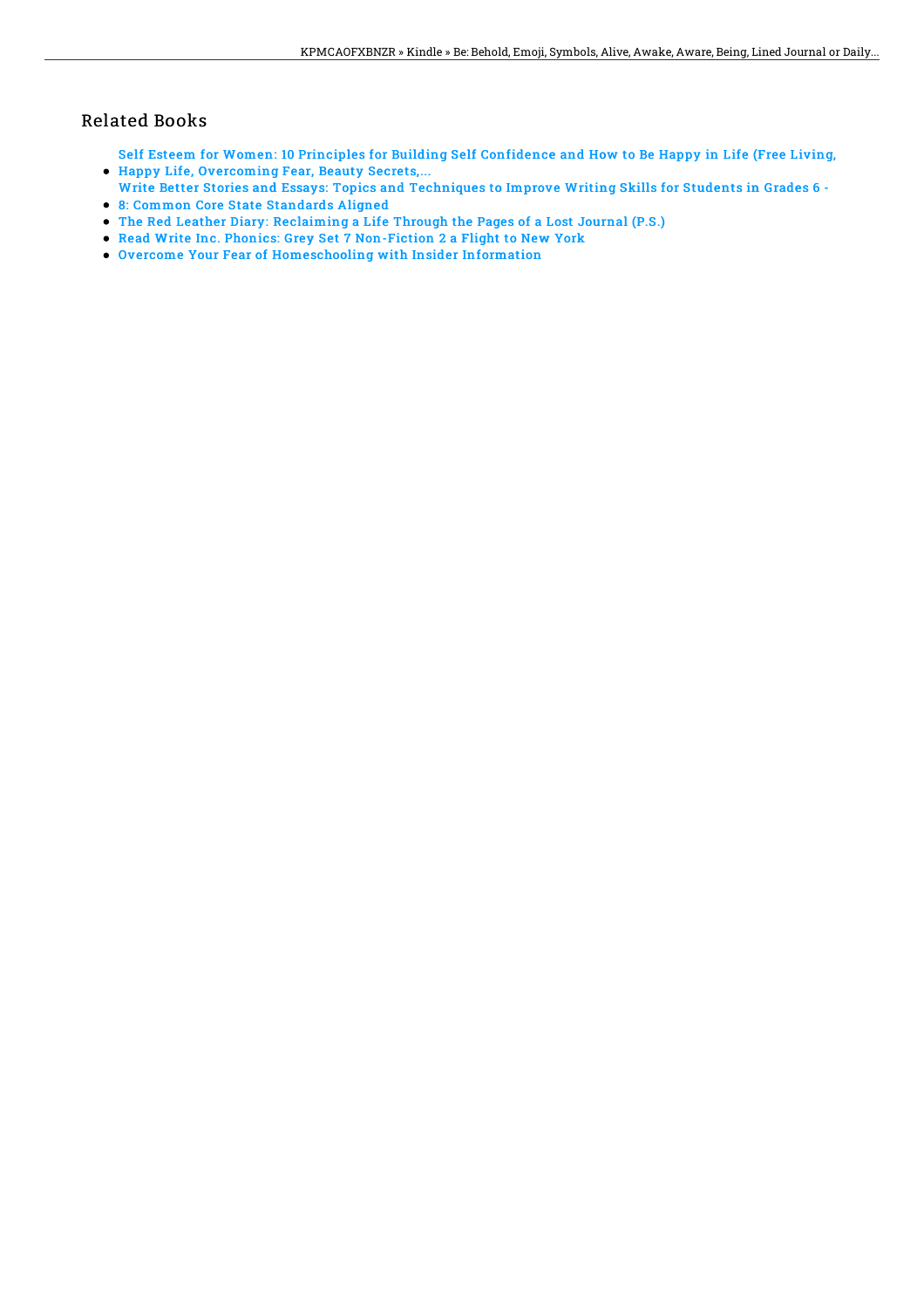## Related Books

- Self Esteem for Women: 10 Principles for Building Self Confidence and How to Be Happy in Life (Free Living, Happy Life, Overcoming Fear, Beauty Secrets,...
- Write Better Stories and Essays: Topics and Techniques to Improve Writing Skills for Students in Grades 6 - 8: Common Core State Standards Aligned
- The Red Leather Diary: Reclaiming a Life Through the Pages of a Lost Journal (P.S.)
- Read Write Inc. Phonics: Grey Set 7 Non-Fiction 2 a Flight to New York
- Overcome Your Fear of Homeschooling with Insider Information